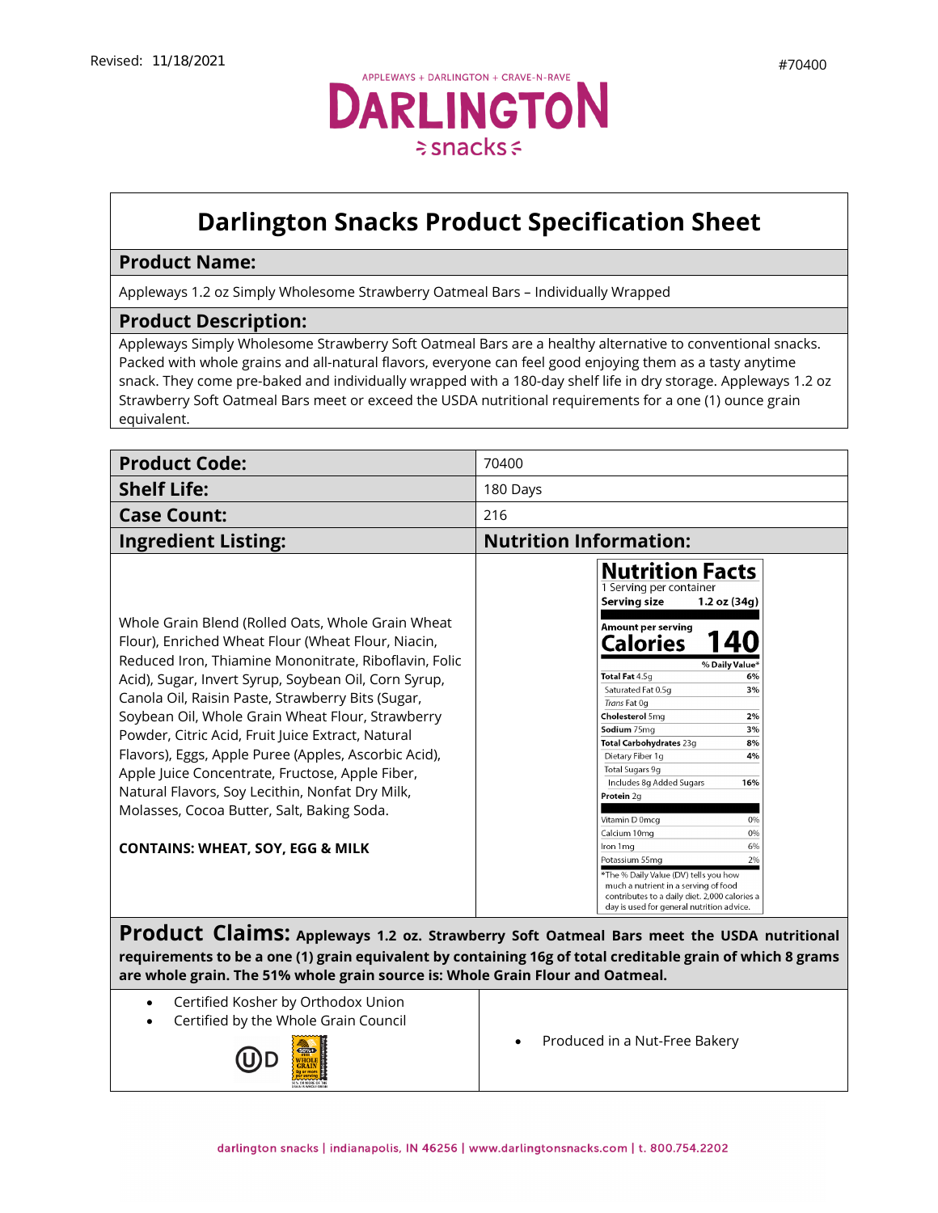Revised: 11/18/2021

#70400

APPLEWAYS + DARLINGTON + CRAVE-N-RAVE

DARLINGTON snacks

# Darlington Snacks Product Specification Sheet

## Product Name:

Appleways 1.2 oz Simply Wholesome Strawberry Oatmeal Bars – Individually Wrapped

## Product Description:

Appleways Simply Wholesome Strawberry Soft Oatmeal Bars are a healthy alternative to conventional snacks. Packed with whole grains and all-natural flavors, everyone can feel good enjoying them as a tasty anytime snack. They come pre-baked and individually wrapped with a 180-day shelf life in dry storage. Appleways 1.2 oz Strawberry Soft Oatmeal Bars meet or exceed the USDA nutritional requirements for a one (1) ounce grain equivalent.

| **Product Code:** | 70400 |
|---|---|
| **Shelf Life:** | 180 Days |
| **Case Count:** | 216 |

## Ingredient Listing:

Whole Grain Blend (Rolled Oats, Whole Grain Wheat Flour), Enriched Wheat Flour (Wheat Flour, Niacin, Reduced Iron, Thiamine Mononitrate, Riboflavin, Folic Acid), Sugar, Invert Syrup, Soybean Oil, Corn Syrup, Canola Oil, Raisin Paste, Strawberry Bits (Sugar, Soybean Oil, Whole Grain Wheat Flour, Strawberry Powder, Citric Acid, Fruit Juice Extract, Natural Flavors), Eggs, Apple Puree (Apples, Ascorbic Acid), Apple Juice Concentrate, Fructose, Apple Fiber, Natural Flavors, Soy Lecithin, Nonfat Dry Milk, Molasses, Cocoa Butter, Salt, Baking Soda.

**CONTAINS: WHEAT, SOY, EGG & MILK**

## Nutrition Information:

**Nutrition Facts**

1 Serving per container

**Serving size** 1.2 oz (34g)

Amount per serving

**Calories 140**

| | % Daily Value* |
|---|---|
| **Total Fat** 4.5g | 6% |
| Saturated Fat 0.5g | 3% |
| *Trans* Fat 0g | |
| **Cholesterol** 5mg | 2% |
| **Sodium** 75mg | 3% |
| **Total Carbohydrates** 23g | 8% |
| Dietary Fiber 1g | 4% |
| Total Sugars 9g | |
| Includes 8g Added Sugars | 16% |
| **Protein** 2g | |
| Vitamin D 0mcg | 0% |
| Calcium 10mg | 0% |
| Iron 1mg | 6% |
| Potassium 55mg | 2% |

*The % Daily Value (DV) tells you how much a nutrient in a serving of food contributes to a daily diet. 2,000 calories a day is used for general nutrition advice.

## Product Claims:

**Appleways 1.2 oz. Strawberry Soft Oatmeal Bars meet the USDA nutritional requirements to be a one (1) grain equivalent by containing 16g of total creditable grain of which 8 grams are whole grain. The 51% whole grain source is: Whole Grain Flour and Oatmeal.**

- Certified Kosher by Orthodox Union
- Certified by the Whole Grain Council
- Produced in a Nut-Free Bakery

darlington snacks | indianapolis, IN 46256 | www.darlingtonsnacks.com | t. 800.754.2202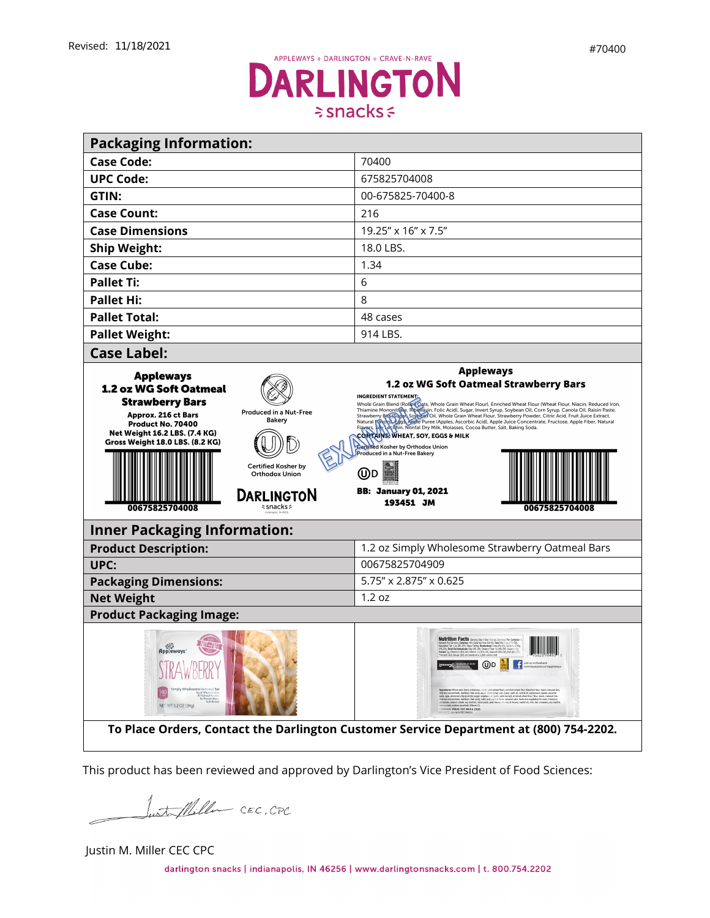Revised: 11/18/2021

#70400

APPLEWAYS + DARLINGTON + CRAVE-N-RAVE

# DARLINGTON snacks

| Packaging Information: | |
|---|---|
| **Case Code:** | 70400 |
| **UPC Code:** | 675825704008 |
| **GTIN:** | 00-675825-70400-8 |
| **Case Count:** | 216 |
| **Case Dimensions** | 19.25" x 16" x 7.5" |
| **Ship Weight:** | 18.0 LBS. |
| **Case Cube:** | 1.34 |
| **Pallet Ti:** | 6 |
| **Pallet Hi:** | 8 |
| **Pallet Total:** | 48 cases |
| **Pallet Weight:** | 914 LBS. |

## Case Label:

**Appleways**
**1.2 oz WG Soft Oatmeal Strawberry Bars**
**Approx. 216 ct Bars**
**Product No. 70400**
**Net Weight 16.2 LBS. (7.4 KG)**
**Gross Weight 18.0 LBS. (8.2 KG)**

00675825704008

Produced in a Nut-Free Bakery

Certified Kosher by Orthodox Union

DARLINGTON snacks

**Appleways**
**1.2 oz WG Soft Oatmeal Strawberry Bars**

**INGREDIENT STATEMENT:**
Whole Grain Blend (Rolled Oats, Whole Grain Wheat Flour), Enriched Wheat Flour (Wheat Flour, Niacin, Reduced Iron, Thiamine Mononitrate, Riboflavin, Folic Acid), Sugar, Invert Syrup, Soybean Oil, Corn Syrup, Canola Oil, Raisin Paste, Strawberry Bits (Sugar, Soybean Oil, Whole Grain Wheat Flour, Strawberry Powder, Citric Acid, Fruit Juice Extract, Natural Flavors), Eggs, Apple Puree (Apples, Ascorbic Acid), Apple Juice Concentrate, Fructose, Apple Fiber, Natural Flavors, Soy Lecithin, Nonfat Dry Milk, Molasses, Cocoa Butter, Salt, Baking Soda.
**CONTAINS: WHEAT, SOY, EGGS & MILK**
Certified Kosher by Orthodox Union
Produced in a Nut-Free Bakery

EXAMPLE

**BB: January 01, 2021**
**193451 JM**

00675825704008

| Inner Packaging Information: | |
|---|---|
| **Product Description:** | 1.2 oz Simply Wholesome Strawberry Oatmeal Bars |
| **UPC:** | 00675825704909 |
| **Packaging Dimensions:** | 5.75" x 2.875" x 0.625 |
| **Net Weight** | 1.2 oz |

## Product Packaging Image:

**To Place Orders, Contact the Darlington Customer Service Department at (800) 754-2202.**

This product has been reviewed and approved by Darlington's Vice President of Food Sciences:

Justin M. Miller CEC CPC

darlington snacks | indianapolis, IN 46256 | www.darlingtonsnacks.com | t. 800.754.2202